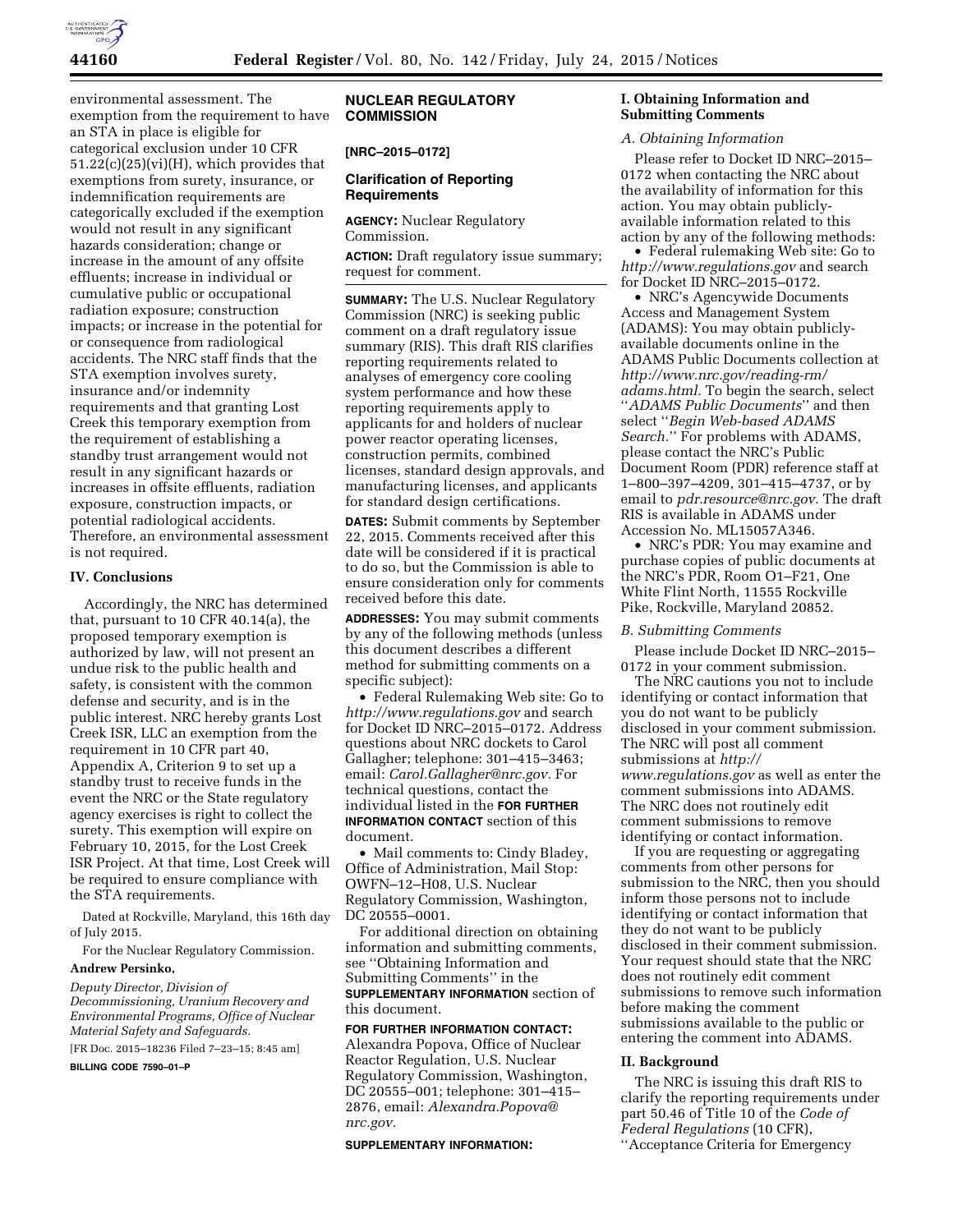environmental assessment. The exemption from the requirement to have an STA in place is eligible for categorical exclusion under 10 CFR 51.22(c)(25)(vi)(H), which provides that exemptions from surety, insurance, or indemnification requirements are categorically excluded if the exemption would not result in any significant hazards consideration; change or increase in the amount of any offsite effluents; increase in individual or cumulative public or occupational radiation exposure; construction impacts; or increase in the potential for or consequence from radiological accidents. The NRC staff finds that the STA exemption involves surety, insurance and/or indemnity requirements and that granting Lost Creek this temporary exemption from the requirement of establishing a standby trust arrangement would not result in any significant hazards or increases in offsite effluents, radiation exposure, construction impacts, or potential radiological accidents. Therefore, an environmental assessment is not required.

## IV. Conclusions

Accordingly, the NRC has determined that, pursuant to 10 CFR 40.14(a), the proposed temporary exemption is authorized by law, will not present an undue risk to the public health and safety, is consistent with the common defense and security, and is in the public interest. NRC hereby grants Lost Creek ISR, LLC an exemption from the requirement in 10 CFR part 40, Appendix A, Criterion 9 to set up a standby trust to receive funds in the event the NRC or the State regulatory agency exercises is right to collect the surety. This exemption will expire on February 10, 2015, for the Lost Creek ISR Project. At that time, Lost Creek will be required to ensure compliance with the STA requirements.

Dated at Rockville, Maryland, this 16th day of July 2015.

For the Nuclear Regulatory Commission.

**Andrew Persinko,**

*Deputy Director, Division of Decommissioning, Uranium Recovery and Environmental Programs, Office of Nuclear Material Safety and Safeguards.*

[FR Doc. 2015–18236 Filed 7–23–15; 8:45 am]

**BILLING CODE 7590–01–P**

# NUCLEAR REGULATORY COMMISSION

**[NRC–2015–0172]**

## Clarification of Reporting Requirements

**AGENCY:** Nuclear Regulatory Commission.

**ACTION:** Draft regulatory issue summary; request for comment.

**SUMMARY:** The U.S. Nuclear Regulatory Commission (NRC) is seeking public comment on a draft regulatory issue summary (RIS). This draft RIS clarifies reporting requirements related to analyses of emergency core cooling system performance and how these reporting requirements apply to applicants for and holders of nuclear power reactor operating licenses, construction permits, combined licenses, standard design approvals, and manufacturing licenses, and applicants for standard design certifications.

**DATES:** Submit comments by September 22, 2015. Comments received after this date will be considered if it is practical to do so, but the Commission is able to ensure consideration only for comments received before this date.

**ADDRESSES:** You may submit comments by any of the following methods (unless this document describes a different method for submitting comments on a specific subject):

• Federal Rulemaking Web site: Go to *http://www.regulations.gov* and search for Docket ID NRC–2015–0172. Address questions about NRC dockets to Carol Gallagher; telephone: 301–415–3463; email: *Carol.Gallagher@nrc.gov.* For technical questions, contact the individual listed in the **FOR FURTHER INFORMATION CONTACT** section of this document.

• Mail comments to: Cindy Bladey, Office of Administration, Mail Stop: OWFN–12–H08, U.S. Nuclear Regulatory Commission, Washington, DC 20555–0001.

For additional direction on obtaining information and submitting comments, see ''Obtaining Information and Submitting Comments'' in the **SUPPLEMENTARY INFORMATION** section of this document.

**FOR FURTHER INFORMATION CONTACT:** Alexandra Popova, Office of Nuclear Reactor Regulation, U.S. Nuclear Regulatory Commission, Washington, DC 20555–001; telephone: 301–415–2876, email: *Alexandra.Popova@nrc.gov.*

**SUPPLEMENTARY INFORMATION:**

## I. Obtaining Information and Submitting Comments

### *A. Obtaining Information*

Please refer to Docket ID NRC–2015–0172 when contacting the NRC about the availability of information for this action. You may obtain publicly-available information related to this action by any of the following methods:

• Federal rulemaking Web site: Go to *http://www.regulations.gov* and search for Docket ID NRC–2015–0172.

• NRC's Agencywide Documents Access and Management System (ADAMS): You may obtain publicly-available documents online in the ADAMS Public Documents collection at *http://www.nrc.gov/reading-rm/adams.html.* To begin the search, select ''*ADAMS Public Documents*'' and then select ''*Begin Web-based ADAMS Search.*'' For problems with ADAMS, please contact the NRC's Public Document Room (PDR) reference staff at 1–800–397–4209, 301–415–4737, or by email to *pdr.resource@nrc.gov.* The draft RIS is available in ADAMS under Accession No. ML15057A346.

• NRC's PDR: You may examine and purchase copies of public documents at the NRC's PDR, Room O1–F21, One White Flint North, 11555 Rockville Pike, Rockville, Maryland 20852.

### *B. Submitting Comments*

Please include Docket ID NRC–2015–0172 in your comment submission.

The NRC cautions you not to include identifying or contact information that you do not want to be publicly disclosed in your comment submission. The NRC will post all comment submissions at *http://www.regulations.gov* as well as enter the comment submissions into ADAMS. The NRC does not routinely edit comment submissions to remove identifying or contact information.

If you are requesting or aggregating comments from other persons for submission to the NRC, then you should inform those persons not to include identifying or contact information that they do not want to be publicly disclosed in their comment submission. Your request should state that the NRC does not routinely edit comment submissions to remove such information before making the comment submissions available to the public or entering the comment into ADAMS.

## II. Background

The NRC is issuing this draft RIS to clarify the reporting requirements under part 50.46 of Title 10 of the *Code of Federal Regulations* (10 CFR), ''Acceptance Criteria for Emergency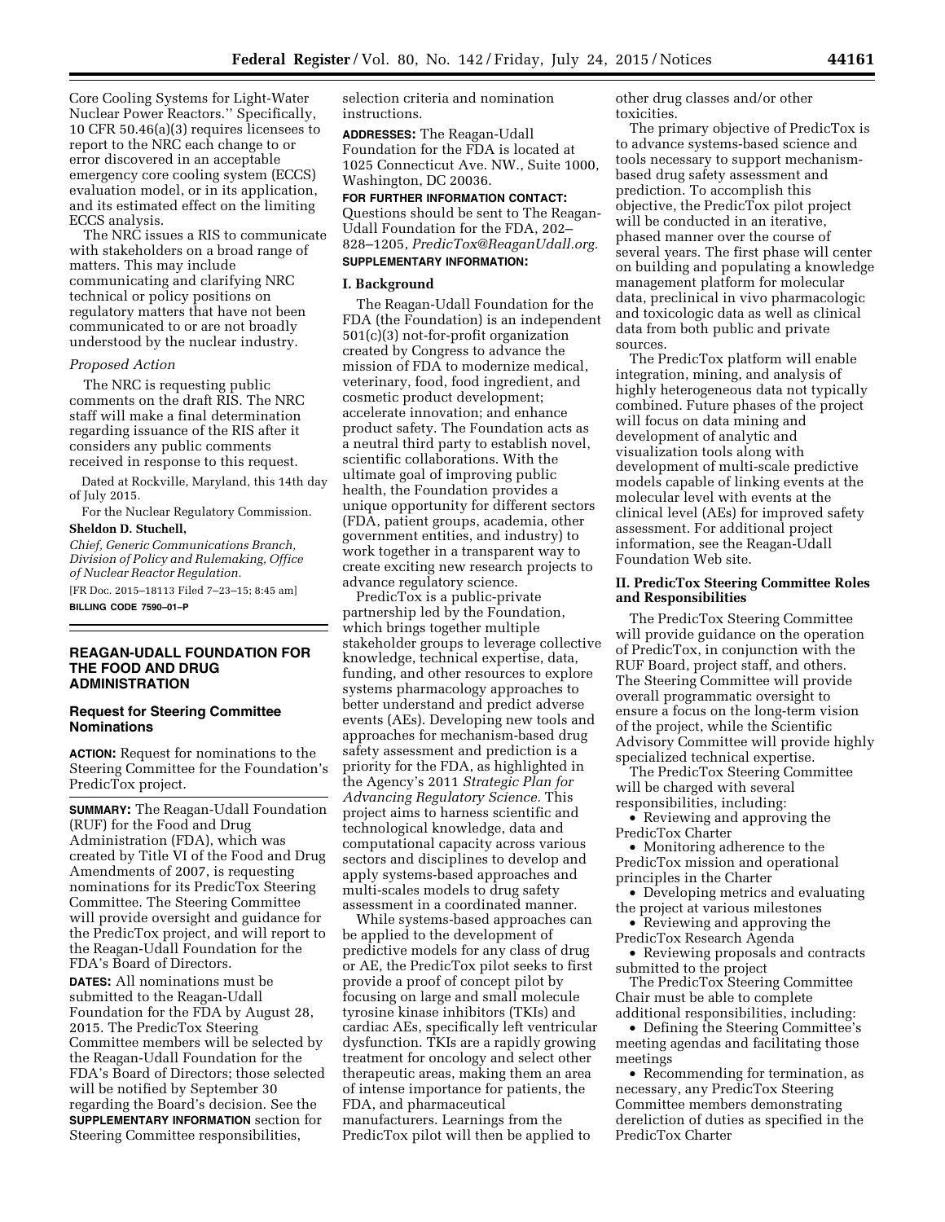Core Cooling Systems for Light-Water Nuclear Power Reactors.'' Specifically, 10 CFR 50.46(a)(3) requires licensees to report to the NRC each change to or error discovered in an acceptable emergency core cooling system (ECCS) evaluation model, or in its application, and its estimated effect on the limiting ECCS analysis.

The NRC issues a RIS to communicate with stakeholders on a broad range of matters. This may include communicating and clarifying NRC technical or policy positions on regulatory matters that have not been communicated to or are not broadly understood by the nuclear industry.

*Proposed Action*

The NRC is requesting public comments on the draft RIS. The NRC staff will make a final determination regarding issuance of the RIS after it considers any public comments received in response to this request.

Dated at Rockville, Maryland, this 14th day of July 2015.

For the Nuclear Regulatory Commission.

**Sheldon D. Stuchell,**

*Chief, Generic Communications Branch, Division of Policy and Rulemaking, Office of Nuclear Reactor Regulation.*

[FR Doc. 2015–18113 Filed 7–23–15; 8:45 am]

**BILLING CODE 7590–01–P**

---

## REAGAN-UDALL FOUNDATION FOR THE FOOD AND DRUG ADMINISTRATION

### Request for Steering Committee Nominations

**ACTION:** Request for nominations to the Steering Committee for the Foundation's PredicTox project.

**SUMMARY:** The Reagan-Udall Foundation (RUF) for the Food and Drug Administration (FDA), which was created by Title VI of the Food and Drug Amendments of 2007, is requesting nominations for its PredicTox Steering Committee. The Steering Committee will provide oversight and guidance for the PredicTox project, and will report to the Reagan-Udall Foundation for the FDA's Board of Directors.

**DATES:** All nominations must be submitted to the Reagan-Udall Foundation for the FDA by August 28, 2015. The PredicTox Steering Committee members will be selected by the Reagan-Udall Foundation for the FDA's Board of Directors; those selected will be notified by September 30 regarding the Board's decision. See the **SUPPLEMENTARY INFORMATION** section for Steering Committee responsibilities, selection criteria and nomination instructions.

**ADDRESSES:** The Reagan-Udall Foundation for the FDA is located at 1025 Connecticut Ave. NW., Suite 1000, Washington, DC 20036.

**FOR FURTHER INFORMATION CONTACT:** Questions should be sent to The Reagan-Udall Foundation for the FDA, 202–828–1205, *PredicTox@ReaganUdall.org.*

**SUPPLEMENTARY INFORMATION:**

### I. Background

The Reagan-Udall Foundation for the FDA (the Foundation) is an independent 501(c)(3) not-for-profit organization created by Congress to advance the mission of FDA to modernize medical, veterinary, food, food ingredient, and cosmetic product development; accelerate innovation; and enhance product safety. The Foundation acts as a neutral third party to establish novel, scientific collaborations. With the ultimate goal of improving public health, the Foundation provides a unique opportunity for different sectors (FDA, patient groups, academia, other government entities, and industry) to work together in a transparent way to create exciting new research projects to advance regulatory science.

PredicTox is a public-private partnership led by the Foundation, which brings together multiple stakeholder groups to leverage collective knowledge, technical expertise, data, funding, and other resources to explore systems pharmacology approaches to better understand and predict adverse events (AEs). Developing new tools and approaches for mechanism-based drug safety assessment and prediction is a priority for the FDA, as highlighted in the Agency's 2011 *Strategic Plan for Advancing Regulatory Science.* This project aims to harness scientific and technological knowledge, data and computational capacity across various sectors and disciplines to develop and apply systems-based approaches and multi-scales models to drug safety assessment in a coordinated manner.

While systems-based approaches can be applied to the development of predictive models for any class of drug or AE, the PredicTox pilot seeks to first provide a proof of concept pilot by focusing on large and small molecule tyrosine kinase inhibitors (TKIs) and cardiac AEs, specifically left ventricular dysfunction. TKIs are a rapidly growing treatment for oncology and select other therapeutic areas, making them an area of intense importance for patients, the FDA, and pharmaceutical manufacturers. Learnings from the PredicTox pilot will then be applied to other drug classes and/or other toxicities.

The primary objective of PredicTox is to advance systems-based science and tools necessary to support mechanism-based drug safety assessment and prediction. To accomplish this objective, the PredicTox pilot project will be conducted in an iterative, phased manner over the course of several years. The first phase will center on building and populating a knowledge management platform for molecular data, preclinical in vivo pharmacologic and toxicologic data as well as clinical data from both public and private sources.

The PredicTox platform will enable integration, mining, and analysis of highly heterogeneous data not typically combined. Future phases of the project will focus on data mining and development of analytic and visualization tools along with development of multi-scale predictive models capable of linking events at the molecular level with events at the clinical level (AEs) for improved safety assessment. For additional project information, see the Reagan-Udall Foundation Web site.

### II. PredicTox Steering Committee Roles and Responsibilities

The PredicTox Steering Committee will provide guidance on the operation of PredicTox, in conjunction with the RUF Board, project staff, and others. The Steering Committee will provide overall programmatic oversight to ensure a focus on the long-term vision of the project, while the Scientific Advisory Committee will provide highly specialized technical expertise.

The PredicTox Steering Committee will be charged with several responsibilities, including:

- Reviewing and approving the PredicTox Charter
- Monitoring adherence to the PredicTox mission and operational principles in the Charter
- Developing metrics and evaluating the project at various milestones
- Reviewing and approving the PredicTox Research Agenda
- Reviewing proposals and contracts submitted to the project

The PredicTox Steering Committee Chair must be able to complete additional responsibilities, including:

- Defining the Steering Committee's meeting agendas and facilitating those meetings
- Recommending for termination, as necessary, any PredicTox Steering Committee members demonstrating dereliction of duties as specified in the PredicTox Charter